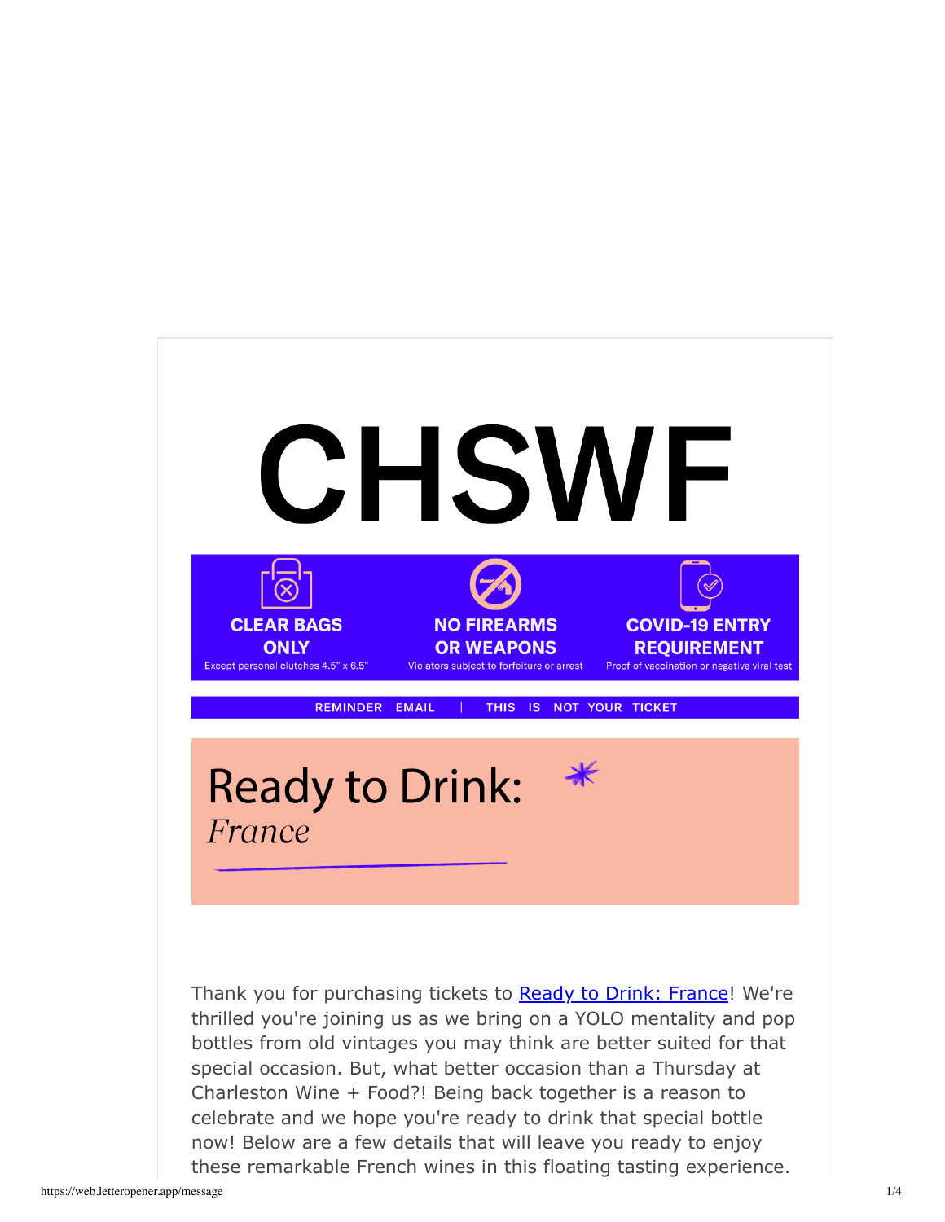# CHSWF

**CLEAR BAGS ONLY**
Except personal clutches 4.5" x 6.5"

**NO FIREARMS OR WEAPONS**
Violators subject to forfeiture or arrest

**COVID-19 ENTRY REQUIREMENT**
Proof of vaccination or negative viral test

REMINDER EMAIL | THIS IS NOT YOUR TICKET

## Ready to Drink:
*France*

Thank you for purchasing tickets to Ready to Drink: France! We're thrilled you're joining us as we bring on a YOLO mentality and pop bottles from old vintages you may think are better suited for that special occasion. But, what better occasion than a Thursday at Charleston Wine + Food?! Being back together is a reason to celebrate and we hope you're ready to drink that special bottle now! Below are a few details that will leave you ready to enjoy these remarkable French wines in this floating tasting experience.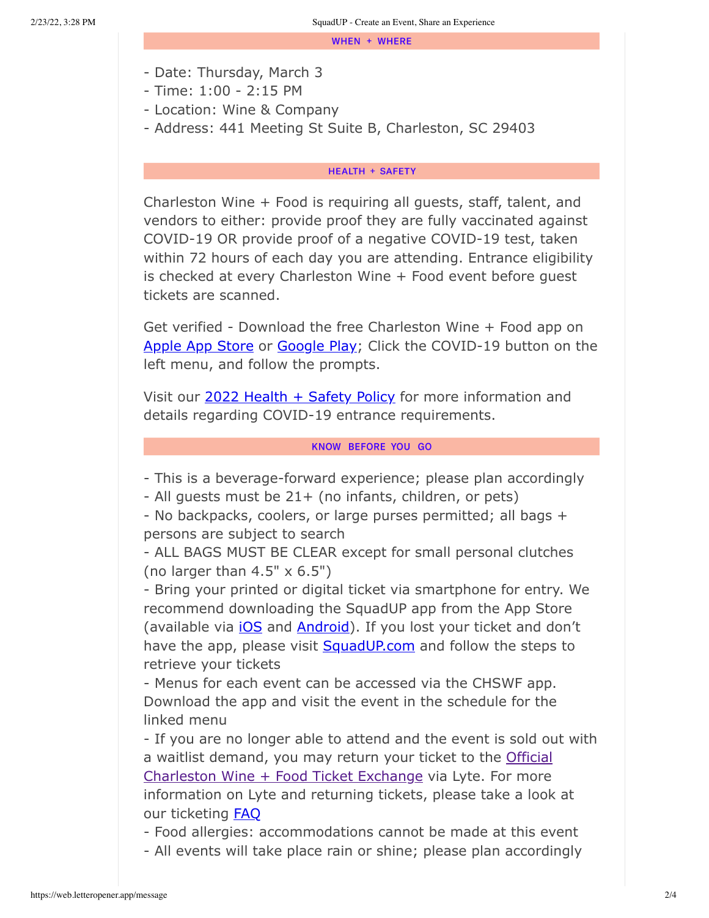## WHEN + WHERE

- Date: Thursday, March 3
- Time: 1:00 - 2:15 PM
- Location: Wine & Company
- Address: 441 Meeting St Suite B, Charleston, SC 29403

## HEALTH + SAFETY

Charleston Wine + Food is requiring all guests, staff, talent, and vendors to either: provide proof they are fully vaccinated against COVID-19 OR provide proof of a negative COVID-19 test, taken within 72 hours of each day you are attending. Entrance eligibility is checked at every Charleston Wine + Food event before guest tickets are scanned.

Get verified - Download the free Charleston Wine + Food app on Apple App Store or Google Play; Click the COVID-19 button on the left menu, and follow the prompts.

Visit our 2022 Health + Safety Policy for more information and details regarding COVID-19 entrance requirements.

## KNOW BEFORE YOU GO

- This is a beverage-forward experience; please plan accordingly
- All guests must be 21+ (no infants, children, or pets)
- No backpacks, coolers, or large purses permitted; all bags + persons are subject to search
- ALL BAGS MUST BE CLEAR except for small personal clutches (no larger than 4.5" x 6.5")
- Bring your printed or digital ticket via smartphone for entry. We recommend downloading the SquadUP app from the App Store (available via iOS and Android). If you lost your ticket and don't have the app, please visit SquadUP.com and follow the steps to retrieve your tickets
- Menus for each event can be accessed via the CHSWF app. Download the app and visit the event in the schedule for the linked menu
- If you are no longer able to attend and the event is sold out with a waitlist demand, you may return your ticket to the Official Charleston Wine + Food Ticket Exchange via Lyte. For more information on Lyte and returning tickets, please take a look at our ticketing FAQ
- Food allergies: accommodations cannot be made at this event
- All events will take place rain or shine; please plan accordingly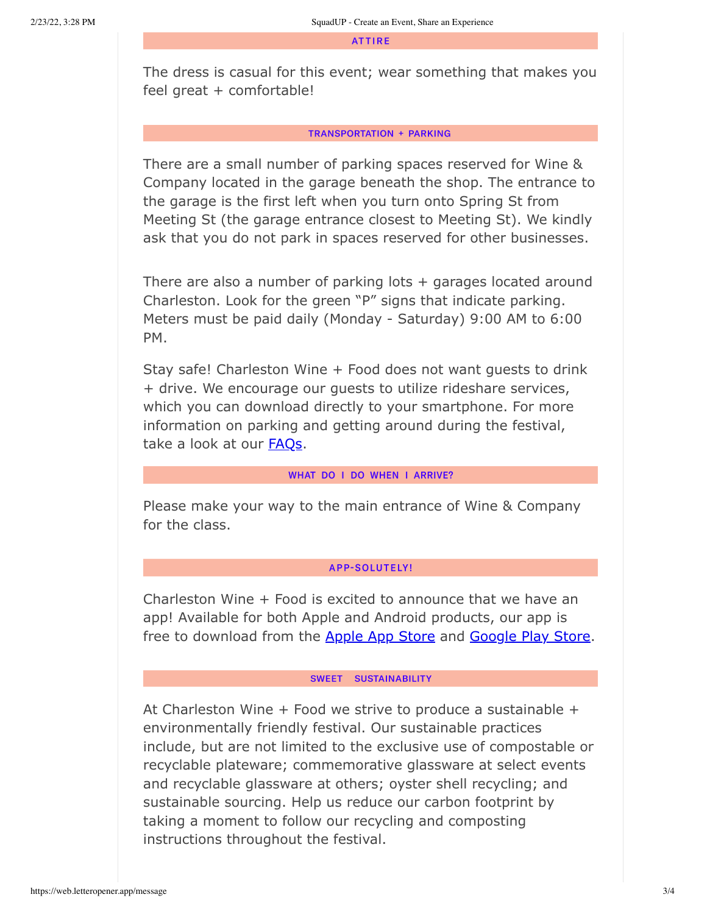## ATTIRE

The dress is casual for this event; wear something that makes you feel great + comfortable!

## TRANSPORTATION + PARKING

There are a small number of parking spaces reserved for Wine & Company located in the garage beneath the shop. The entrance to the garage is the first left when you turn onto Spring St from Meeting St (the garage entrance closest to Meeting St). We kindly ask that you do not park in spaces reserved for other businesses.

There are also a number of parking lots + garages located around Charleston. Look for the green "P" signs that indicate parking. Meters must be paid daily (Monday - Saturday) 9:00 AM to 6:00 PM.

Stay safe! Charleston Wine + Food does not want guests to drink + drive. We encourage our guests to utilize rideshare services, which you can download directly to your smartphone. For more information on parking and getting around during the festival, take a look at our FAQs.

## WHAT DO I DO WHEN I ARRIVE?

Please make your way to the main entrance of Wine & Company for the class.

## APP-SOLUTELY!

Charleston Wine + Food is excited to announce that we have an app! Available for both Apple and Android products, our app is free to download from the Apple App Store and Google Play Store.

## SWEET SUSTAINABILITY

At Charleston Wine + Food we strive to produce a sustainable + environmentally friendly festival. Our sustainable practices include, but are not limited to the exclusive use of compostable or recyclable plateware; commemorative glassware at select events and recyclable glassware at others; oyster shell recycling; and sustainable sourcing. Help us reduce our carbon footprint by taking a moment to follow our recycling and composting instructions throughout the festival.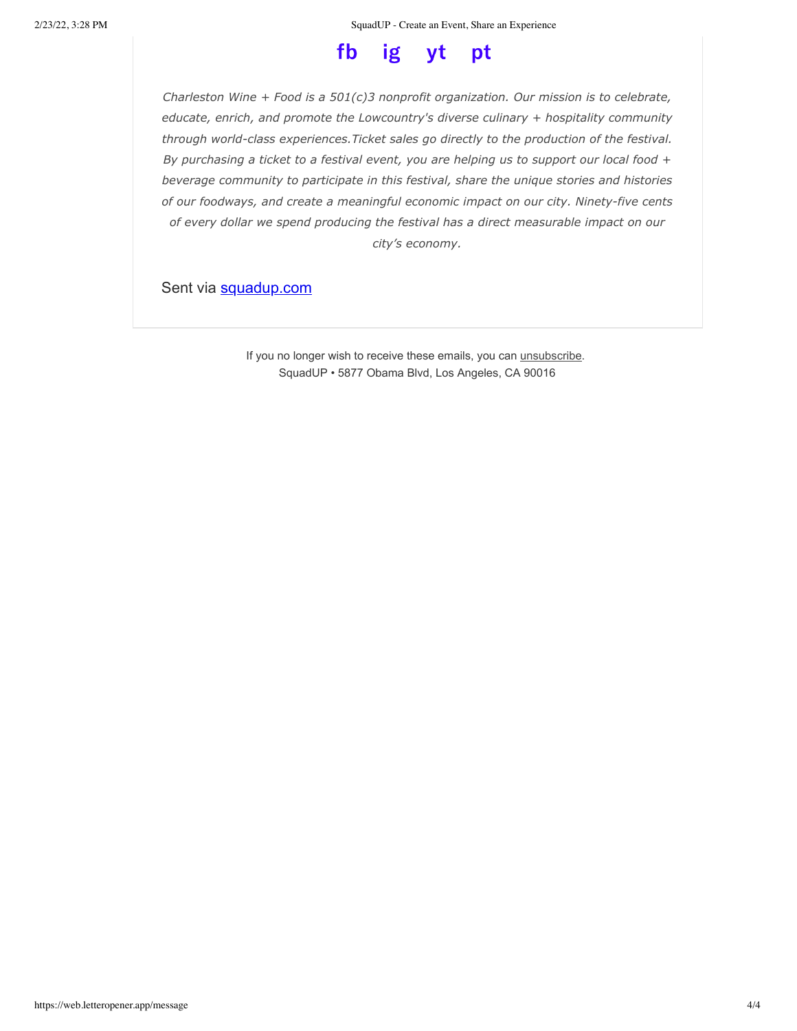**fb ig yt pt**

*Charleston Wine + Food is a 501(c)3 nonprofit organization. Our mission is to celebrate, educate, enrich, and promote the Lowcountry's diverse culinary + hospitality community through world-class experiences.Ticket sales go directly to the production of the festival. By purchasing a ticket to a festival event, you are helping us to support our local food + beverage community to participate in this festival, share the unique stories and histories of our foodways, and create a meaningful economic impact on our city. Ninety-five cents of every dollar we spend producing the festival has a direct measurable impact on our city's economy.*

Sent via squadup.com

If you no longer wish to receive these emails, you can unsubscribe.
SquadUP • 5877 Obama Blvd, Los Angeles, CA 90016